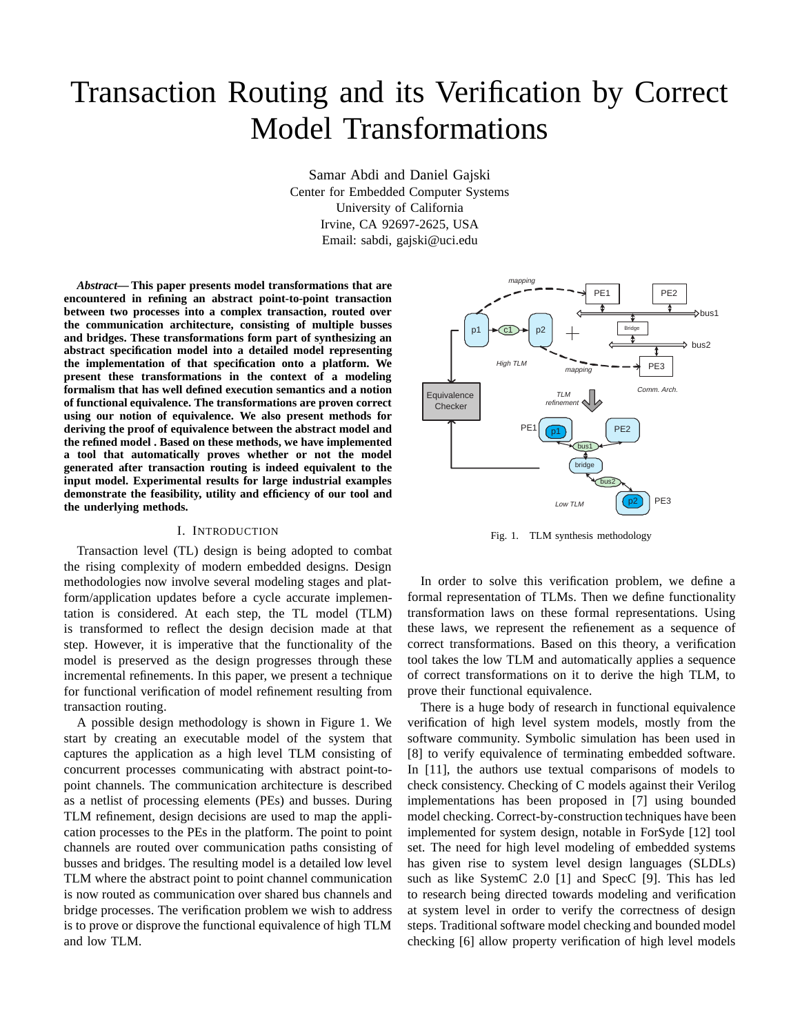# Transaction Routing and its Verification by Correct Model Transformations

Samar Abdi and Daniel Gajski
Center for Embedded Computer Systems
University of California
Irvine, CA 92697-2625, USA
Email: sabdi, gajski@uci.edu

***Abstract*— This paper presents model transformations that are encountered in refining an abstract point-to-point transaction between two processes into a complex transaction, routed over the communication architecture, consisting of multiple busses and bridges. These transformations form part of synthesizing an abstract specification model into a detailed model representing the implementation of that specification onto a platform. We present these transformations in the context of a modeling formalism that has well defined execution semantics and a notion of functional equivalence. The transformations are proven correct using our notion of equivalence. We also present methods for deriving the proof of equivalence between the abstract model and the refined model . Based on these methods, we have implemented a tool that automatically proves whether or not the model generated after transaction routing is indeed equivalent to the input model. Experimental results for large industrial examples demonstrate the feasibility, utility and efficiency of our tool and the underlying methods.**

## I. Introduction

Transaction level (TL) design is being adopted to combat the rising complexity of modern embedded designs. Design methodologies now involve several modeling stages and platform/application updates before a cycle accurate implementation is considered. At each step, the TL model (TLM) is transformed to reflect the design decision made at that step. However, it is imperative that the functionality of the model is preserved as the design progresses through these incremental refinements. In this paper, we present a technique for functional verification of model refinement resulting from transaction routing.

A possible design methodology is shown in Figure 1. We start by creating an executable model of the system that captures the application as a high level TLM consisting of concurrent processes communicating with abstract point-to-point channels. The communication architecture is described as a netlist of processing elements (PEs) and busses. During TLM refinement, design decisions are used to map the application processes to the PEs in the platform. The point to point channels are routed over communication paths consisting of busses and bridges. The resulting model is a detailed low level TLM where the abstract point to point channel communication is now routed as communication over shared bus channels and bridge processes. The verification problem we wish to address is to prove or disprove the functional equivalence of high TLM and low TLM.

Fig. 1. TLM synthesis methodology

In order to solve this verification problem, we define a formal representation of TLMs. Then we define functionality transformation laws on these formal representations. Using these laws, we represent the refienement as a sequence of correct transformations. Based on this theory, a verification tool takes the low TLM and automatically applies a sequence of correct transformations on it to derive the high TLM, to prove their functional equivalence.

There is a huge body of research in functional equivalence verification of high level system models, mostly from the software community. Symbolic simulation has been used in [8] to verify equivalence of terminating embedded software. In [11], the authors use textual comparisons of models to check consistency. Checking of C models against their Verilog implementations has been proposed in [7] using bounded model checking. Correct-by-construction techniques have been implemented for system design, notable in ForSyde [12] tool set. The need for high level modeling of embedded systems has given rise to system level design languages (SLDLs) such as like SystemC 2.0 [1] and SpecC [9]. This has led to research being directed towards modeling and verification at system level in order to verify the correctness of design steps. Traditional software model checking and bounded model checking [6] allow property verification of high level models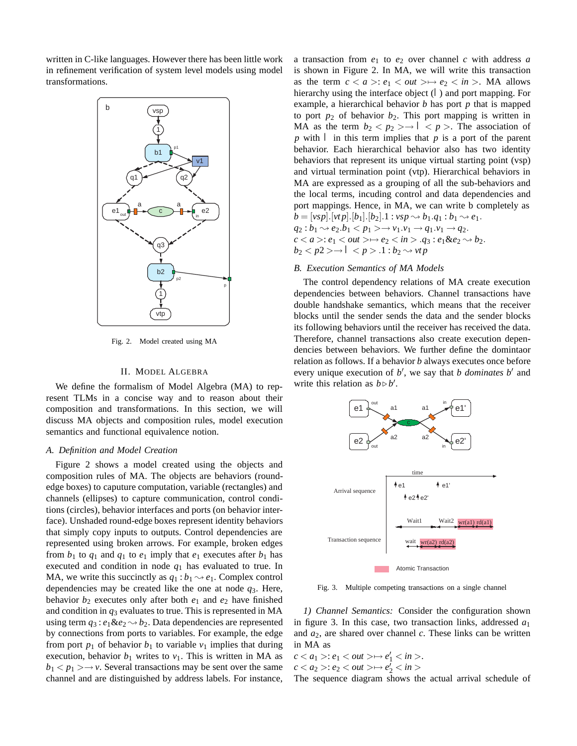written in C-like languages. However there has been little work in refinement verification of system level models using model transformations.

Fig. 2. Model created using MA

## II. Model Algebra

We define the formalism of Model Algebra (MA) to represent TLMs in a concise way and to reason about their composition and transformations. In this section, we will discuss MA objects and composition rules, model execution semantics and functional equivalence notion.

### *A. Definition and Model Creation*

Figure 2 shows a model created using the objects and composition rules of MA. The objects are behaviors (round-edge boxes) to caputure computation, variable (rectangles) and channels (ellipses) to capture communication, control conditions (circles), behavior interfaces and ports (on behavior interface). Unshaded round-edge boxes represent identity behaviors that simply copy inputs to outputs. Control dependencies are represented using broken arrows. For example, broken edges from $b_1$ to $q_1$ and $q_1$ to $e_1$ imply that $e_1$ executes after $b_1$ has executed and condition in node $q_1$ has evaluated to true. In MA, we write this succinctly as $q_1 : b_1 \rightsquigarrow e_1$. Complex control dependencies may be created like the one at node $q_3$. Here, behavior $b_2$ executes only after both $e_1$ and $e_2$ have finished and condition in $q_3$ evaluates to true. This is represented in MA using term $q_3 : e_1 \& e_2 \rightsquigarrow b_2$. Data dependencies are represented by connections from ports to variables. For example, the edge from port $p_1$ of behavior $b_1$ to variable $v_1$ implies that during execution, behavior $b_1$ writes to $v_1$. This is written in MA as $b_1 < p_1 > \rightarrow v$. Several transactions may be sent over the same channel and are distinguished by address labels. For instance, a transaction from $e_1$ to $e_2$ over channel $c$ with address $a$ is shown in Figure 2. In MA, we will write this transaction as the term $c < a >: e_1 < out > \mapsto e_2 < in >$. MA allows hierarchy using the interface object ($\rceil$) and port mapping. For example, a hierarchical behavior $b$ has port $p$ that is mapped to port $p_2$ of behavior $b_2$. This port mapping is written in MA as the term $b_2 < p_2 > \rightarrow \rceil < p >$. The association of $p$ with $\rceil$ in this term implies that $p$ is a port of the parent behavior. Each hierarchical behavior also has two identity behaviors that represent its unique virtual starting point (vsp) and virtual termination point (vtp). Hierarchical behaviors in MA are expressed as a grouping of all the sub-behaviors and the local terms, incuding control and data dependencies and port mappings. Hence, in MA, we can write b completely as
$b = [vsp].[vtp].[b_1].[b_2].1 : vsp \rightsquigarrow b_1.q_1 : b_1 \rightsquigarrow e_1.$
$q_2 : b_1 \rightsquigarrow e_2.b_1 < p_1 > \rightarrow v_1.v_1 \rightarrow q_1.v_1 \rightarrow q_2.$
$c < a >: e_1 < out > \mapsto e_2 < in > .q_3 : e_1 \& e_2 \rightsquigarrow b_2.$
$b_2 < p2 > \rightarrow \rceil < p > .1 : b_2 \rightsquigarrow vtp$

### *B. Execution Semantics of MA Models*

The control dependency relations of MA create execution dependencies between behaviors. Channel transactions have double handshake semantics, which means that the receiver blocks until the sender sends the data and the sender blocks its following behaviors until the receiver has received the data. Therefore, channel transactions also create execution dependencies between behaviors. We further define the domintaor relation as follows. If a behavior $b$ always executes once before every unique execution of $b'$, we say that $b$ *dominates* $b'$ and write this relation as $b \triangleright b'$.

Fig. 3. Multiple competing transactions on a single channel

*1) Channel Semantics:* Consider the configuration shown in figure 3. In this case, two transaction links, addressed $a_1$ and $a_2$, are shared over channel $c$. These links can be written in MA as
$c < a_1 >: e_1 < out > \mapsto e'_1 < in >.$
$c < a_2 >: e_2 < out > \mapsto e'_2 < in >$
The sequence diagram shows the actual arrival schedule of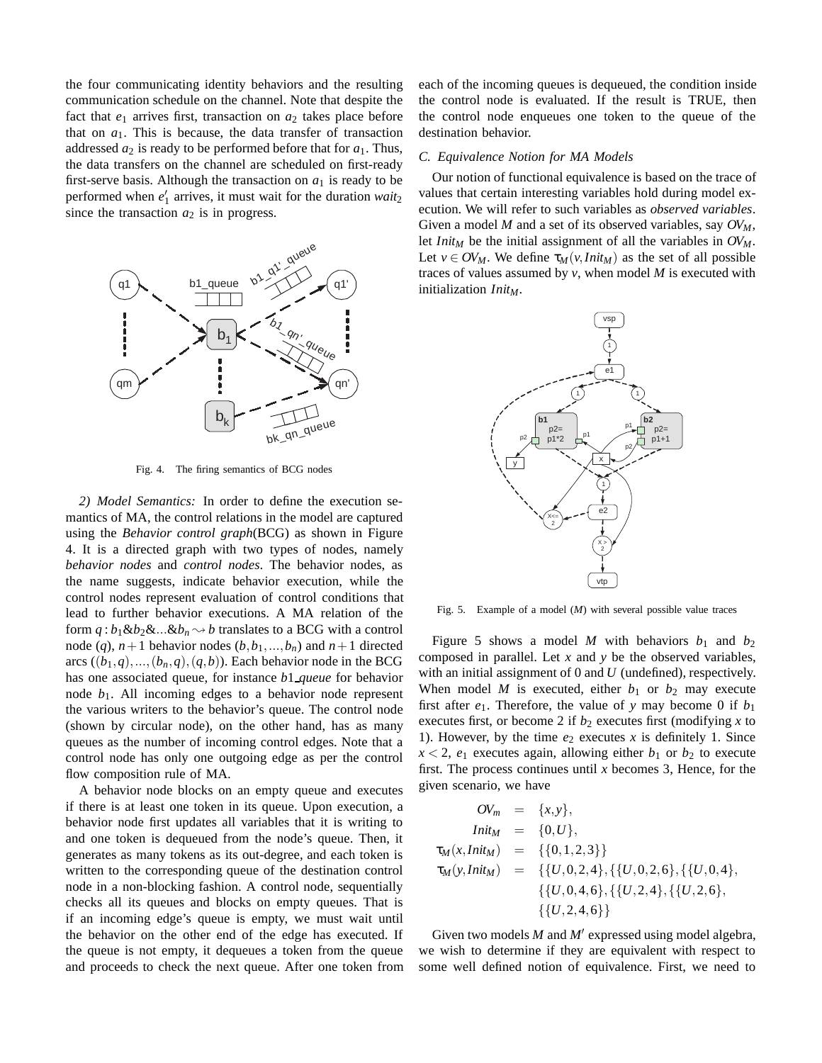the four communicating identity behaviors and the resulting communication schedule on the channel. Note that despite the fact that $e_1$ arrives first, transaction on $a_2$ takes place before that on $a_1$. This is because, the data transfer of transaction addressed $a_2$ is ready to be performed before that for $a_1$. Thus, the data transfers on the channel are scheduled on first-ready first-serve basis. Although the transaction on $a_1$ is ready to be performed when $e_1'$ arrives, it must wait for the duration $wait_2$ since the transaction $a_2$ is in progress.

Fig. 4. The firing semantics of BCG nodes

*2) Model Semantics:* In order to define the execution semantics of MA, the control relations in the model are captured using the *Behavior control graph*(BCG) as shown in Figure 4. It is a directed graph with two types of nodes, namely *behavior nodes* and *control nodes*. The behavior nodes, as the name suggests, indicate behavior execution, while the control nodes represent evaluation of control conditions that lead to further behavior executions. A MA relation of the form $q : b_1 \& b_2 \& ... \& b_n \rightsquigarrow b$ translates to a BCG with a control node ($q$), $n+1$ behavior nodes ($b, b_1, ..., b_n$) and $n+1$ directed arcs ($(b_1, q), ..., (b_n, q), (q, b)$). Each behavior node in the BCG has one associated queue, for instance *b1_queue* for behavior node $b_1$. All incoming edges to a behavior node represent the various writers to the behavior's queue. The control node (shown by circular node), on the other hand, has as many queues as the number of incoming control edges. Note that a control node has only one outgoing edge as per the control flow composition rule of MA.

A behavior node blocks on an empty queue and executes if there is at least one token in its queue. Upon execution, a behavior node first updates all variables that it is writing to and one token is dequeued from the node's queue. Then, it generates as many tokens as its out-degree, and each token is written to the corresponding queue of the destination control node in a non-blocking fashion. A control node, sequentially checks all its queues and blocks on empty queues. That is if an incoming edge's queue is empty, we must wait until the behavior on the other end of the edge has executed. If the queue is not empty, it dequeues a token from the queue and proceeds to check the next queue. After one token from each of the incoming queues is dequeued, the condition inside the control node is evaluated. If the result is TRUE, then the control node enqueues one token to the queue of the destination behavior.

### C. Equivalence Notion for MA Models

Our notion of functional equivalence is based on the trace of values that certain interesting variables hold during model execution. We will refer to such variables as *observed variables*. Given a model $M$ and a set of its observed variables, say $OV_M$, let $Init_M$ be the initial assignment of all the variables in $OV_M$. Let $v \in OV_M$. We define $\tau_M(v, Init_M)$ as the set of all possible traces of values assumed by $v$, when model $M$ is executed with initialization $Init_M$.

Fig. 5. Example of a model ($M$) with several possible value traces

Figure 5 shows a model $M$ with behaviors $b_1$ and $b_2$ composed in parallel. Let $x$ and $y$ be the observed variables, with an initial assignment of 0 and $U$ (undefined), respectively. When model $M$ is executed, either $b_1$ or $b_2$ may execute first after $e_1$. Therefore, the value of $y$ may become 0 if $b_1$ executes first, or become 2 if $b_2$ executes first (modifying $x$ to 1). However, by the time $e_2$ executes $x$ is definitely 1. Since $x < 2$, $e_1$ executes again, allowing either $b_1$ or $b_2$ to execute first. The process continues until $x$ becomes 3, Hence, for the given scenario, we have

$$
\begin{aligned}
OV_m &= \{x, y\}, \\
Init_M &= \{0, U\}, \\
\tau_M(x, Init_M) &= \{\{0, 1, 2, 3\}\} \\
\tau_M(y, Init_M) &= \{\{U, 0, 2, 4\}, \{\{U, 0, 2, 6\}, \{\{U, 0, 4\}, \\
&\quad \{\{U, 0, 4, 6\}, \{\{U, 2, 4\}, \{\{U, 2, 6\}, \\
&\quad \{\{U, 2, 4, 6\}\}
\end{aligned}
$$

Given two models $M$ and $M'$ expressed using model algebra, we wish to determine if they are equivalent with respect to some well defined notion of equivalence. First, we need to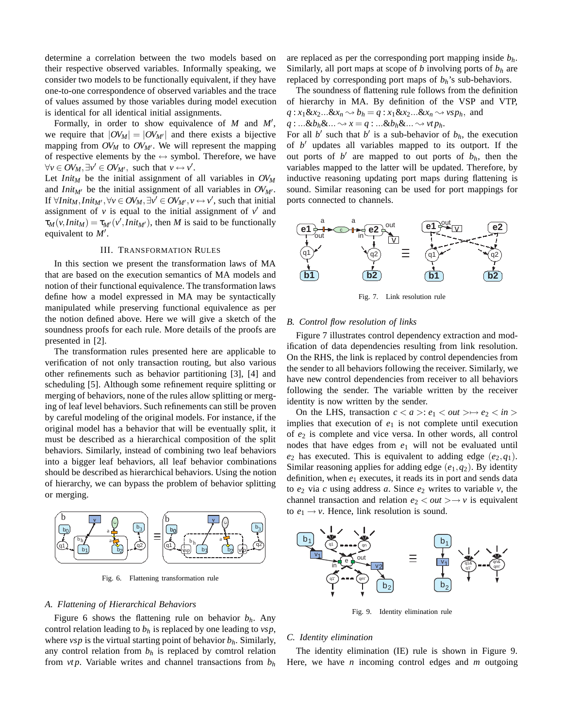determine a correlation between the two models based on their respective observed variables. Informally speaking, we consider two models to be functionally equivalent, if they have one-to-one correspondence of observed variables and the trace of values assumed by those variables during model execution is identical for all identical initial assignments.

Formally, in order to show equivalence of $M$ and $M'$, we require that $|OV_M| = |OV_{M'}|$ and there exists a bijective mapping from $OV_M$ to $OV_{M'}$. We will represent the mapping of respective elements by the $\leftrightarrow$ symbol. Therefore, we have $\forall v \in OV_M, \exists v' \in OV_{M'},$ such that $v \leftrightarrow v'$.
Let $Init_M$ be the initial assignment of all variables in $OV_M$ and $Init_{M'}$ be the initial assignment of all variables in $OV_{M'}$. If $\forall Init_M, Init_{M'}, \forall v \in OV_M, \exists v' \in OV_{M'}, v \leftrightarrow v'$, such that initial assignment of $v$ is equal to the initial assignment of $v'$ and $\tau_M(v, Init_M) = \tau_{M'}(v', Init_{M'})$, then $M$ is said to be functionally equivalent to $M'$.

## III. Transformation Rules

In this section we present the transformation laws of MA that are based on the execution semantics of MA models and notion of their functional equivalence. The transformation laws define how a model expressed in MA may be syntactically manipulated while preserving functional equivalence as per the notion defined above. Here we will give a sketch of the soundness proofs for each rule. More details of the proofs are presented in [2].

The transformation rules presented here are applicable to verification of not only transaction routing, but also various other refinements such as behavior partitioning [3], [4] and scheduling [5]. Although some refinement require splitting or merging of behaviors, none of the rules allow splitting or merging of leaf level behaviors. Such refinements can still be proven by careful modeling of the original models. For instance, if the original model has a behavior that will be eventually split, it must be described as a hierarchical composition of the split behaviors. Similarly, instead of combining two leaf behaviors into a bigger leaf behaviors, all leaf behavior combinations should be described as hierarchical behaviors. Using the notion of hierarchy, we can bypass the problem of behavior splitting or merging.

Fig. 6. Flattening transformation rule

### A. Flattening of Hierarchical Behaviors

Figure 6 shows the flattening rule on behavior $b_h$. Any control relation leading to $b_h$ is replaced by one leading to $vsp$, where $vsp$ is the virtual starting point of behavior $b_h$. Similarly, any control relation from $b_h$ is replaced by comtrol relation from $vtp$. Variable writes and channel transactions from $b_h$ are replaced as per the corresponding port mapping inside $b_h$. Similarly, all port maps at scope of $b$ involving ports of $b_h$ are replaced by corresponding port maps of $b_h$'s sub-behaviors.

The soundness of flattening rule follows from the definition of hierarchy in MA. By definition of the VSP and VTP, $q : x_1 \& x_2 ... \& x_n \rightsquigarrow b_h = q : x_1 \& x_2 ... \& x_n \rightsquigarrow vsp_h$, and $q : ... \& b_h \& ... \rightsquigarrow x = q : ... \& b_h \& ... \rightsquigarrow vtp_h$.
For all $b'$ such that $b'$ is a sub-behavior of $b_h$, the execution of $b'$ updates all variables mapped to its outport. If the out ports of $b'$ are mapped to out ports of $b_h$, then the variables mapped to the latter will be updated. Therefore, by inductive reasoning updating port maps during flattening is sound. Similar reasoning can be used for port mappings for ports connected to channels.

Fig. 7. Link resolution rule

### B. Control flow resolution of links

Figure 7 illustrates control dependency extraction and modification of data dependencies resulting from link resolution. On the RHS, the link is replaced by control dependencies from the sender to all behaviors following the receiver. Similarly, we have new control dependencies from receiver to all behaviors following the sender. The variable written by the receiver identity is now written by the sender.

On the LHS, transaction $c < a >: e_1 < out > \mapsto e_2 < in >$ implies that execution of $e_1$ is not complete until execution of $e_2$ is complete and vice versa. In other words, all control nodes that have edges from $e_1$ will not be evaluated until $e_2$ has executed. This is equivalent to adding edge $(e_2, q_1)$. Similar reasoning applies for adding edge $(e_1, q_2)$. By identity definition, when $e_1$ executes, it reads its in port and sends data to $e_2$ via $c$ using address $a$. Since $e_2$ writes to variable $v$, the channel transaction and relation $e_2 < out > \rightarrow v$ is equivalent to $e_1 \rightarrow v$. Hence, link resolution is sound.

Fig. 9. Identity elimination rule

### C. Identity elimination

The identity elimination (IE) rule is shown in Figure 9. Here, we have $n$ incoming control edges and $m$ outgoing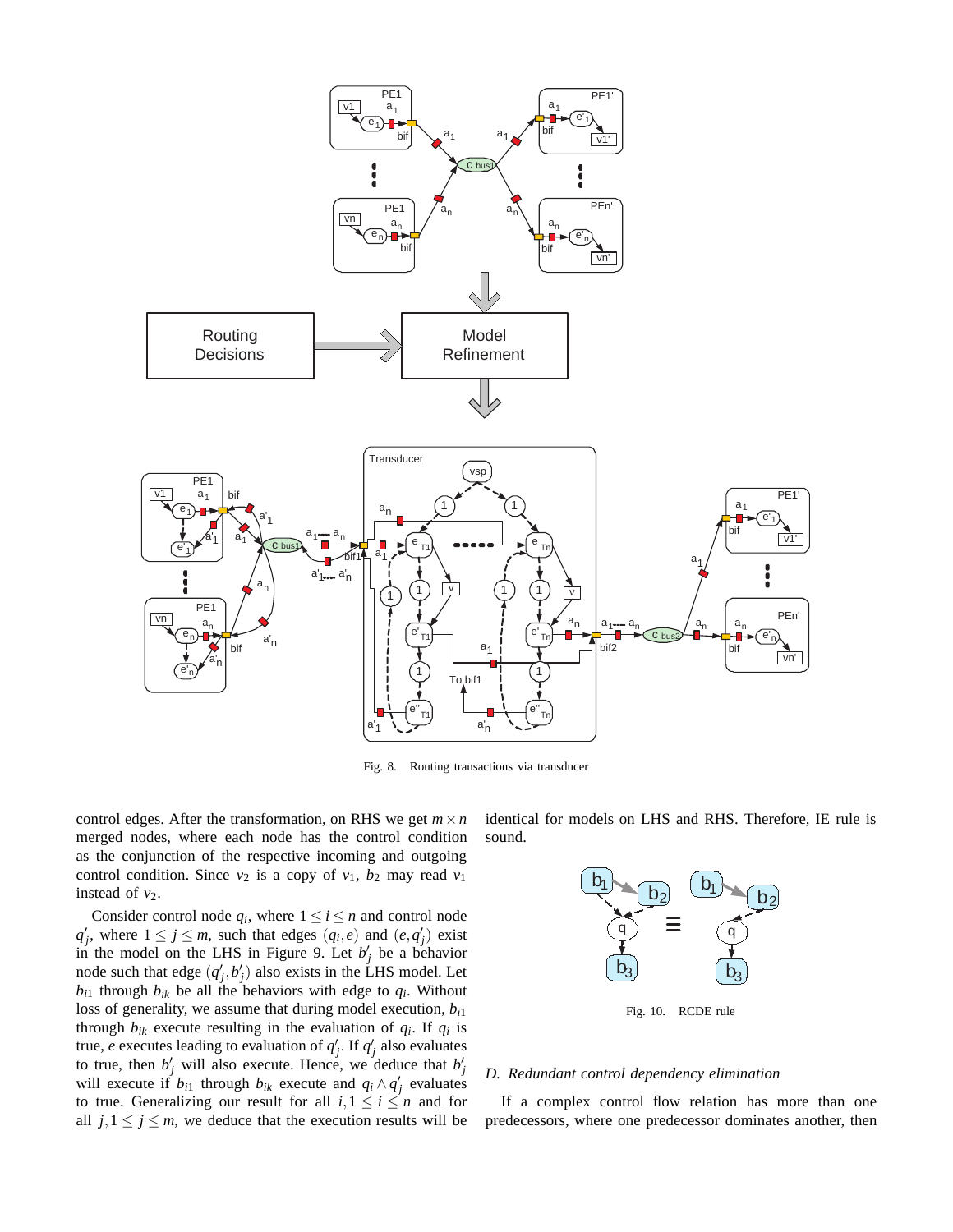Fig. 8. Routing transactions via transducer

control edges. After the transformation, on RHS we get $m \times n$ merged nodes, where each node has the control condition as the conjunction of the respective incoming and outgoing control condition. Since $v_2$ is a copy of $v_1$, $b_2$ may read $v_1$ instead of $v_2$.

Consider control node $q_i$, where $1 \leq i \leq n$ and control node $q'_j$, where $1 \leq j \leq m$, such that edges $(q_i, e)$ and $(e, q'_j)$ exist in the model on the LHS in Figure 9. Let $b'_j$ be a behavior node such that edge $(q'_j, b'_j)$ also exists in the LHS model. Let $b_{i1}$ through $b_{ik}$ be all the behaviors with edge to $q_i$. Without loss of generality, we assume that during model execution, $b_{i1}$ through $b_{ik}$ execute resulting in the evaluation of $q_i$. If $q_i$ is true, $e$ executes leading to evaluation of $q'_j$. If $q'_j$ also evaluates to true, then $b'_j$ will also execute. Hence, we deduce that $b'_j$ will execute if $b_{i1}$ through $b_{ik}$ execute and $q_i \wedge q'_j$ evaluates to true. Generalizing our result for all $i, 1 \leq i \leq n$ and for all $j, 1 \leq j \leq m$, we deduce that the execution results will be identical for models on LHS and RHS. Therefore, IE rule is sound.

Fig. 10. RCDE rule

### D. Redundant control dependency elimination

If a complex control flow relation has more than one predecessors, where one predecessor dominates another, then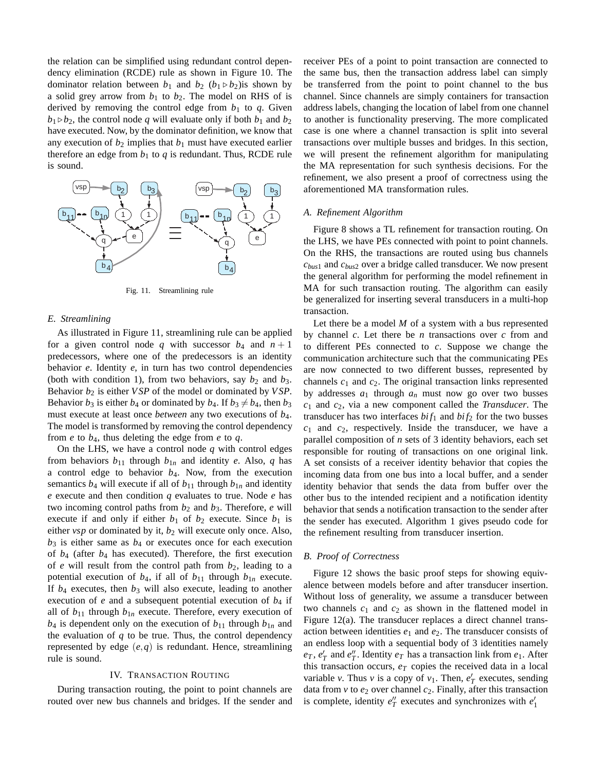the relation can be simplified using redundant control dependency elimination (RCDE) rule as shown in Figure 10. The dominator relation between $b_1$ and $b_2$ ($b_1 \triangleright b_2$)is shown by a solid grey arrow from $b_1$ to $b_2$. The model on RHS of is derived by removing the control edge from $b_1$ to $q$. Given $b_1 \triangleright b_2$, the control node $q$ will evaluate only if both $b_1$ and $b_2$ have executed. Now, by the dominator definition, we know that any execution of $b_2$ implies that $b_1$ must have executed earlier therefore an edge from $b_1$ to $q$ is redundant. Thus, RCDE rule is sound.

Fig. 11. Streamlining rule

### E. Streamlining

As illustrated in Figure 11, streamlining rule can be applied for a given control node $q$ with successor $b_4$ and $n+1$ predecessors, where one of the predecessors is an identity behavior $e$. Identity $e$, in turn has two control dependencies (both with condition 1), from two behaviors, say $b_2$ and $b_3$. Behavior $b_2$ is either $VSP$ of the model or dominated by $VSP$. Behavior $b_3$ is either $b_4$ or dominated by $b_4$. If $b_3 \neq b_4$, then $b_3$ must execute at least once *between* any two executions of $b_4$. The model is transformed by removing the control dependency from $e$ to $b_4$, thus deleting the edge from $e$ to $q$.

On the LHS, we have a control node $q$ with control edges from behaviors $b_{11}$ through $b_{1n}$ and identity $e$. Also, $q$ has a control edge to behavior $b_4$. Now, from the execution semantics $b_4$ will execute if all of $b_{11}$ through $b_{1n}$ and identity $e$ execute and then condition $q$ evaluates to true. Node $e$ has two incoming control paths from $b_2$ and $b_3$. Therefore, $e$ will execute if and only if either $b_1$ of $b_2$ execute. Since $b_1$ is either *vsp* or dominated by it, $b_2$ will execute only once. Also, $b_3$ is either same as $b_4$ or executes once for each execution of $b_4$ (after $b_4$ has executed). Therefore, the first execution of $e$ will result from the control path from $b_2$, leading to a potential execution of $b_4$, if all of $b_{11}$ through $b_{1n}$ execute. If $b_4$ executes, then $b_3$ will also execute, leading to another execution of $e$ and a subsequent potential execution of $b_4$ if all of $b_{11}$ through $b_{1n}$ execute. Therefore, every execution of $b_4$ is dependent only on the execution of $b_{11}$ through $b_{1n}$ and the evaluation of $q$ to be true. Thus, the control dependency represented by edge $(e,q)$ is redundant. Hence, streamlining rule is sound.

## IV. Transaction Routing

During transaction routing, the point to point channels are routed over new bus channels and bridges. If the sender and receiver PEs of a point to point transaction are connected to the same bus, then the transaction address label can simply be transferred from the point to point channel to the bus channel. Since channels are simply containers for transaction address labels, changing the location of label from one channel to another is functionality preserving. The more complicated case is one where a channel transaction is split into several transactions over multiple busses and bridges. In this section, we will present the refinement algorithm for manipulating the MA representation for such synthesis decisions. For the refinement, we also present a proof of correctness using the aforementioned MA transformation rules.

### A. Refinement Algorithm

Figure 8 shows a TL refinement for transaction routing. On the LHS, we have PEs connected with point to point channels. On the RHS, the transactions are routed using bus channels $c_{bus1}$ and $c_{bus2}$ over a bridge called transducer. We now present the general algorithm for performing the model refinement in MA for such transaction routing. The algorithm can easily be generalized for inserting several transducers in a multi-hop transaction.

Let there be a model $M$ of a system with a bus represented by channel $c$. Let there be $n$ transactions over $c$ from and to different PEs connected to $c$. Suppose we change the communication architecture such that the communicating PEs are now connected to two different busses, represented by channels $c_1$ and $c_2$. The original transaction links represented by addresses $a_1$ through $a_n$ must now go over two busses $c_1$ and $c_2$, via a new component called the *Transducer*. The transducer has two interfaces $bif_1$ and $bif_2$ for the two busses $c_1$ and $c_2$, respectively. Inside the transducer, we have a parallel composition of $n$ sets of 3 identity behaviors, each set responsible for routing of transactions on one original link. A set consists of a receiver identity behavior that copies the incoming data from one bus into a local buffer, and a sender identity behavior that sends the data from buffer over the other bus to the intended recipient and a notification identity behavior that sends a notification transaction to the sender after the sender has executed. Algorithm 1 gives pseudo code for the refinement resulting from transducer insertion.

### B. Proof of Correctness

Figure 12 shows the basic proof steps for showing equivalence between models before and after transducer insertion. Without loss of generality, we assume a transducer between two channels $c_1$ and $c_2$ as shown in the flattened model in Figure 12(a). The transducer replaces a direct channel transaction between identities $e_1$ and $e_2$. The transducer consists of an endless loop with a sequential body of 3 identities namely $e_T$, $e'_T$ and $e''_T$. Identity $e_T$ has a transaction link from $e_1$. After this transaction occurs, $e_T$ copies the received data in a local variable $v$. Thus $v$ is a copy of $v_1$. Then, $e'_T$ executes, sending data from $v$ to $e_2$ over channel $c_2$. Finally, after this transaction is complete, identity $e''_T$ executes and synchronizes with $e'_1$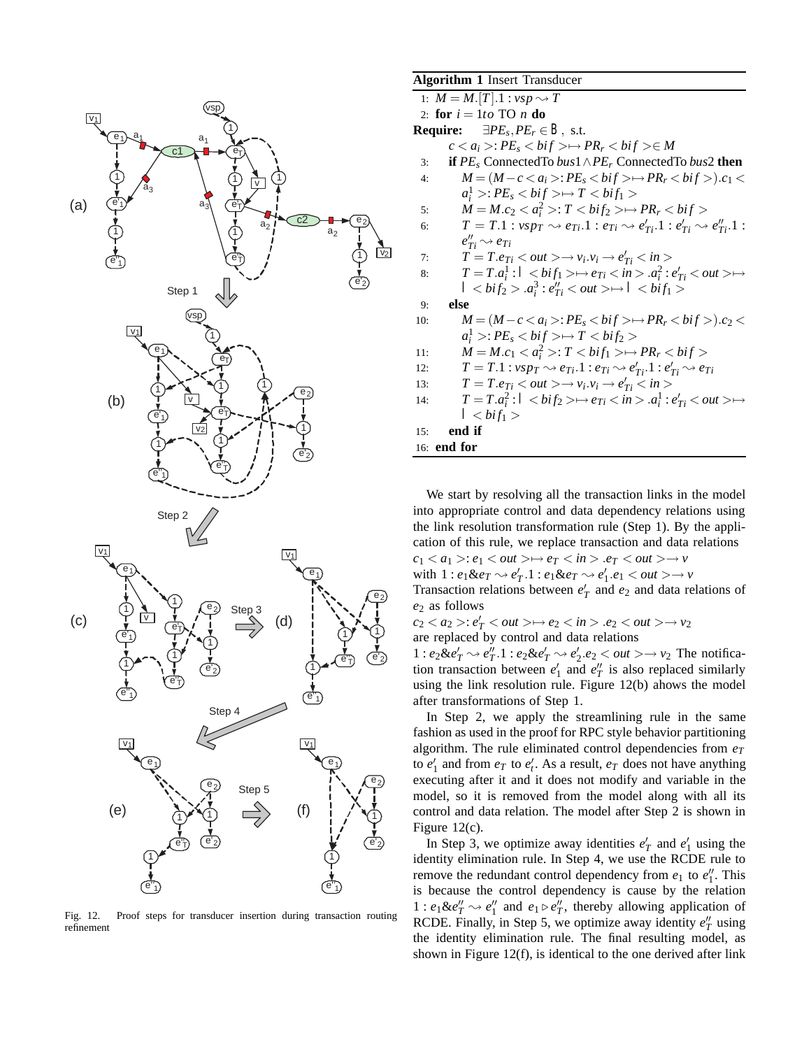Fig. 12. Proof steps for transducer insertion during transaction routing refinement

**Algorithm 1** Insert Transducer

1: $M = M.[T].1 : vsp \rightsquigarrow T$
2: **for** $i = 1to$ TO $n$ **do**
**Require:** $\exists PE_s, PE_r \in B$, s.t. $c < a_i >: PE_s < bif > \mapsto PR_r < bif > \in M$
3: **if** $PE_s$ ConnectedTo $bus1 \wedge PE_r$ ConnectedTo $bus2$ **then**
4: $M = (M - c < a_i >: PE_s < bif > \mapsto PR_r < bif >).c_1 < a_i^1 >: PE_s < bif > \mapsto T < bif_1 >$
5: $M = M.c_2 < a_i^2 >: T < bif_2 > \mapsto PR_r < bif >$
6: $T = T.1 : vsp_T \rightsquigarrow e_{Ti}.1 : e_{Ti} \rightsquigarrow e'_{Ti}.1 : e'_{Ti} \rightsquigarrow e''_{Ti}.1 : e''_{Ti} \rightsquigarrow e_{Ti}$
7: $T = T.e_{Ti} < out > \rightarrow v_i.v_i \rightarrow e'_{Ti} < in >$
8: $T = T.a_i^1 : \mid < bif_1 > \mapsto e_{Ti} < in > .a_i^2 : e'_{Ti} < out > \mapsto \mid < bif_2 > .a_i^3 : e''_{Ti} < out > \mapsto \mid < bif_1 >$
9: **else**
10: $M = (M - c < a_i >: PE_s < bif > \mapsto PR_r < bif >).c_2 < a_i^1 >: PE_s < bif > \mapsto T < bif_2 >$
11: $M = M.c_1 < a_i^2 >: T < bif_1 > \mapsto PR_r < bif >$
12: $T = T.1 : vsp_T \rightsquigarrow e_{Ti}.1 : e_{Ti} \rightsquigarrow e'_{Ti}.1 : e'_{Ti} \rightsquigarrow e_{Ti}$
13: $T = T.e_{Ti} < out > \rightarrow v_i.v_i \rightarrow e'_{Ti} < in >$
14: $T = T.a_i^2 : \mid < bif_2 > \mapsto e_{Ti} < in > .a_i^1 : e'_{Ti} < out > \mapsto \mid < bif_1 >$
15: **end if**
16: **end for**

We start by resolving all the transaction links in the model into appropriate control and data dependency relations using the link resolution transformation rule (Step 1). By the application of this rule, we replace transaction and data relations
$c_1 < a_1 >: e_1 < out > \mapsto e_T < in > .e_T < out > \rightarrow v$
with $1 : e_1 \& e_T \rightsquigarrow e'_T.1 : e_1 \& e_T \rightsquigarrow e'_1.e_1 < out > \rightarrow v$
Transaction relations between $e'_T$ and $e_2$ and data relations of $e_2$ as follows
$c_2 < a_2 >: e'_T < out > \mapsto e_2 < in > .e_2 < out > \rightarrow v_2$
are replaced by control and data relations
$1 : e_2 \& e'_T \rightsquigarrow e''_T.1 : e_2 \& e'_T \rightsquigarrow e'_2.e_2 < out > \rightarrow v_2$ The notification transaction between $e'_1$ and $e''_T$ is also replaced similarly using the link resolution rule. Figure 12(b) ahows the model after transformations of Step 1.

In Step 2, we apply the streamlining rule in the same fashion as used in the proof for RPC style behavior partitioning algorithm. The rule eliminated control dependencies from $e_T$ to $e'_1$ and from $e_T$ to $e'_t$. As a result, $e_T$ does not have anything executing after it and it does not modify and variable in the model, so it is removed from the model along with all its control and data relation. The model after Step 2 is shown in Figure 12(c).

In Step 3, we optimize away identities $e'_T$ and $e'_1$ using the identity elimination rule. In Step 4, we use the RCDE rule to remove the redundant control dependency from $e_1$ to $e''_1$. This is because the control dependency is cause by the relation $1 : e_1 \& e''_T \rightsquigarrow e''_1$ and $e_1 \triangleright e''_T$, thereby allowing application of RCDE. Finally, in Step 5, we optimize away identity $e''_T$ using the identity elimination rule. The final resulting model, as shown in Figure 12(f), is identical to the one derived after link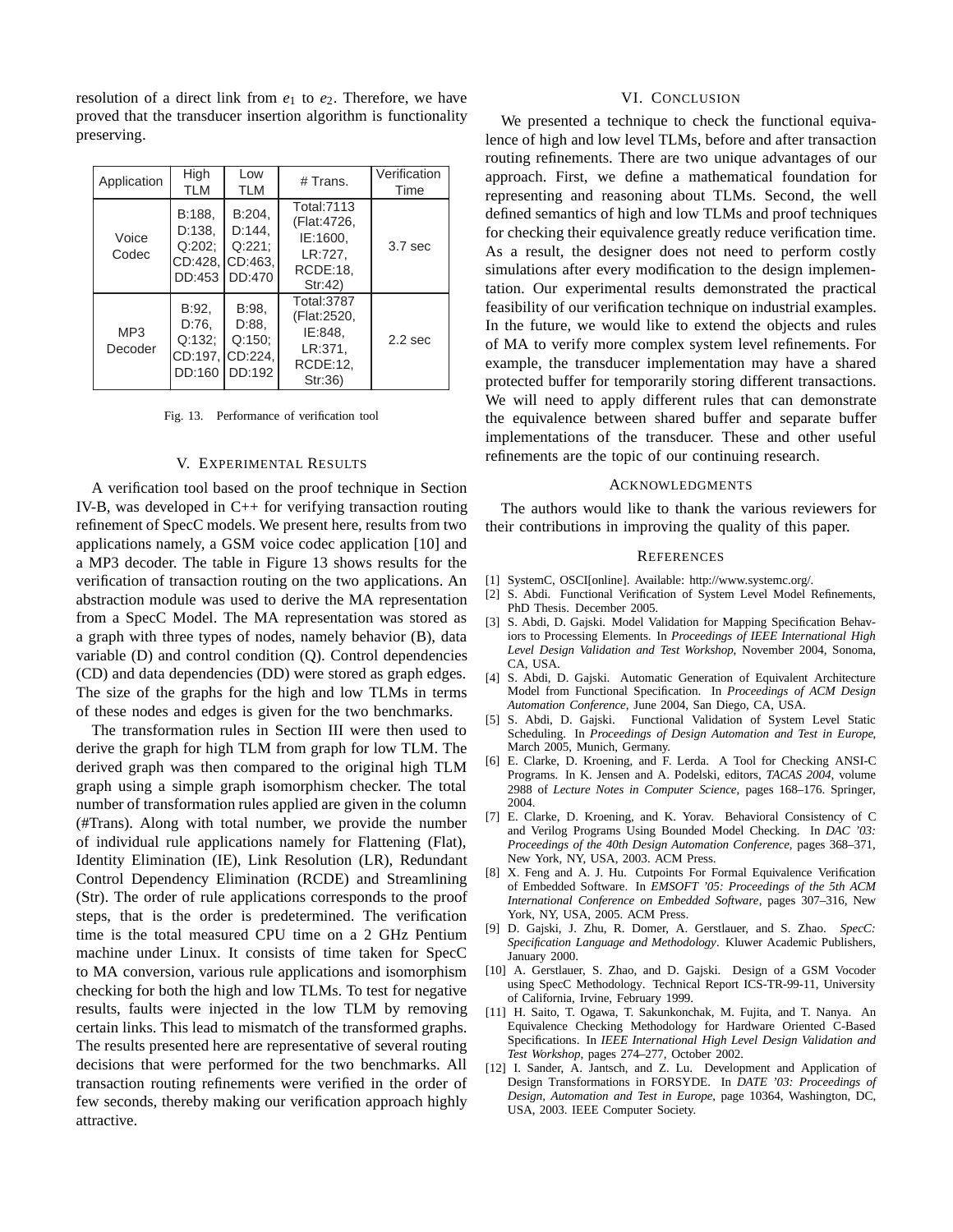resolution of a direct link from $e_1$ to $e_2$. Therefore, we have proved that the transducer insertion algorithm is functionality preserving.

| Application | High TLM | Low TLM | # Trans. | Verification Time |
|---|---|---|---|---|
| Voice Codec | B:188, D:138, Q:202; CD:428, DD:453 | B:204, D:144, Q:221; CD:463, DD:470 | Total:7113 (Flat:4726, IE:1600, LR:727, RCDE:18, Str:42) | 3.7 sec |
| MP3 Decoder | B:92, D:76, Q:132; CD:197, DD:160 | B:98, D:88, Q:150; CD:224, DD:192 | Total:3787 (Flat:2520, IE:848, LR:371, RCDE:12, Str:36) | 2.2 sec |

Fig. 13. Performance of verification tool

## V. Experimental Results

A verification tool based on the proof technique in Section IV-B, was developed in C++ for verifying transaction routing refinement of SpecC models. We present here, results from two applications namely, a GSM voice codec application [10] and a MP3 decoder. The table in Figure 13 shows results for the verification of transaction routing on the two applications. An abstraction module was used to derive the MA representation from a SpecC Model. The MA representation was stored as a graph with three types of nodes, namely behavior (B), data variable (D) and control condition (Q). Control dependencies (CD) and data dependencies (DD) were stored as graph edges. The size of the graphs for the high and low TLMs in terms of these nodes and edges is given for the two benchmarks.

The transformation rules in Section III were then used to derive the graph for high TLM from graph for low TLM. The derived graph was then compared to the original high TLM graph using a simple graph isomorphism checker. The total number of transformation rules applied are given in the column (#Trans). Along with total number, we provide the number of individual rule applications namely for Flattening (Flat), Identity Elimination (IE), Link Resolution (LR), Redundant Control Dependency Elimination (RCDE) and Streamlining (Str). The order of rule applications corresponds to the proof steps, that is the order is predetermined. The verification time is the total measured CPU time on a 2 GHz Pentium machine under Linux. It consists of time taken for SpecC to MA conversion, various rule applications and isomorphism checking for both the high and low TLMs. To test for negative results, faults were injected in the low TLM by removing certain links. This lead to mismatch of the transformed graphs. The results presented here are representative of several routing decisions that were performed for the two benchmarks. All transaction routing refinements were verified in the order of few seconds, thereby making our verification approach highly attractive.

## VI. Conclusion

We presented a technique to check the functional equivalence of high and low level TLMs, before and after transaction routing refinements. There are two unique advantages of our approach. First, we define a mathematical foundation for representing and reasoning about TLMs. Second, the well defined semantics of high and low TLMs and proof techniques for checking their equivalence greatly reduce verification time. As a result, the designer does not need to perform costly simulations after every modification to the design implementation. Our experimental results demonstrated the practical feasibility of our verification technique on industrial examples. In the future, we would like to extend the objects and rules of MA to verify more complex system level refinements. For example, the transducer implementation may have a shared protected buffer for temporarily storing different transactions. We will need to apply different rules that can demonstrate the equivalence between shared buffer and separate buffer implementations of the transducer. These and other useful refinements are the topic of our continuing research.

## Acknowledgments

The authors would like to thank the various reviewers for their contributions in improving the quality of this paper.

## References

[1] SystemC, OSCI[online]. Available: http://www.systemc.org/.

[2] S. Abdi. Functional Verification of System Level Model Refinements, PhD Thesis. December 2005.

[3] S. Abdi, D. Gajski. Model Validation for Mapping Specification Behaviors to Processing Elements. In *Proceedings of IEEE International High Level Design Validation and Test Workshop*, November 2004, Sonoma, CA, USA.

[4] S. Abdi, D. Gajski. Automatic Generation of Equivalent Architecture Model from Functional Specification. In *Proceedings of ACM Design Automation Conference*, June 2004, San Diego, CA, USA.

[5] S. Abdi, D. Gajski. Functional Validation of System Level Static Scheduling. In *Proceedings of Design Automation and Test in Europe*, March 2005, Munich, Germany.

[6] E. Clarke, D. Kroening, and F. Lerda. A Tool for Checking ANSI-C Programs. In K. Jensen and A. Podelski, editors, *TACAS 2004*, volume 2988 of *Lecture Notes in Computer Science*, pages 168–176. Springer, 2004.

[7] E. Clarke, D. Kroening, and K. Yorav. Behavioral Consistency of C and Verilog Programs Using Bounded Model Checking. In *DAC '03: Proceedings of the 40th Design Automation Conference*, pages 368–371, New York, NY, USA, 2003. ACM Press.

[8] X. Feng and A. J. Hu. Cutpoints For Formal Equivalence Verification of Embedded Software. In *EMSOFT '05: Proceedings of the 5th ACM International Conference on Embedded Software*, pages 307–316, New York, NY, USA, 2005. ACM Press.

[9] D. Gajski, J. Zhu, R. Domer, A. Gerstlauer, and S. Zhao. *SpecC: Specification Language and Methodology*. Kluwer Academic Publishers, January 2000.

[10] A. Gerstlauer, S. Zhao, and D. Gajski. Design of a GSM Vocoder using SpecC Methodology. Technical Report ICS-TR-99-11, University of California, Irvine, February 1999.

[11] H. Saito, T. Ogawa, T. Sakunkonchak, M. Fujita, and T. Nanya. An Equivalence Checking Methodology for Hardware Oriented C-Based Specifications. In *IEEE International High Level Design Validation and Test Workshop*, pages 274–277, October 2002.

[12] I. Sander, A. Jantsch, and Z. Lu. Development and Application of Design Transformations in FORSYDE. In *DATE '03: Proceedings of Design, Automation and Test in Europe*, page 10364, Washington, DC, USA, 2003. IEEE Computer Society.